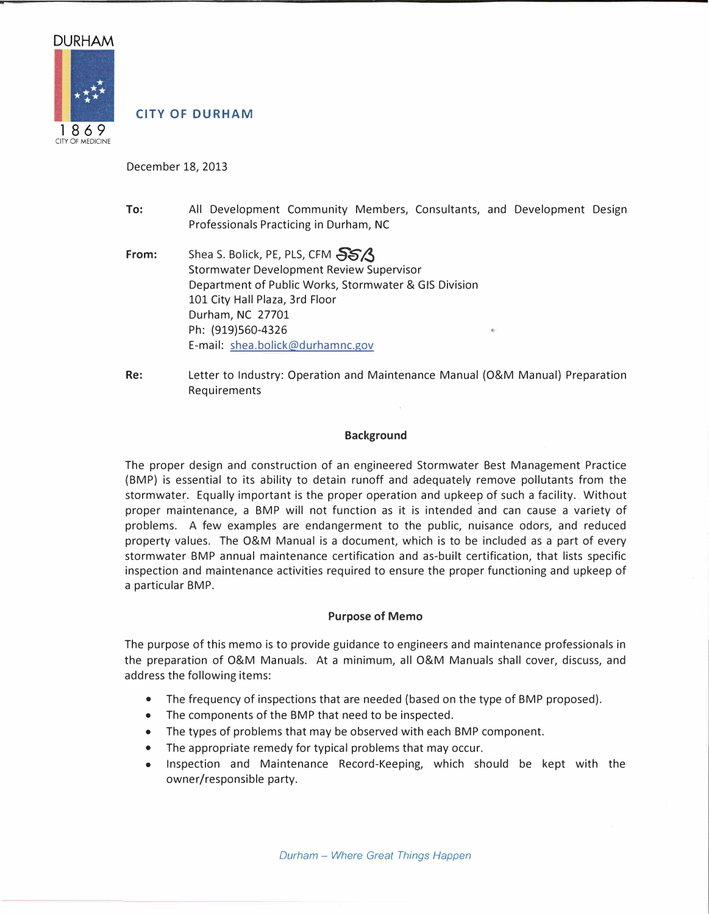DURHAM

1869

CITY OF MEDICINE

**CITY OF DURHAM**

December 18, 2013

**To:** All Development Community Members, Consultants, and Development Design Professionals Practicing in Durham, NC

**From:** Shea S. Bolick, PE, PLS, CFM SSB
Stormwater Development Review Supervisor
Department of Public Works, Stormwater & GIS Division
101 City Hall Plaza, 3rd Floor
Durham, NC 27701
Ph: (919)560-4326
E-mail: shea.bolick@durhamnc.gov

**Re:** Letter to Industry: Operation and Maintenance Manual (O&M Manual) Preparation Requirements

## Background

The proper design and construction of an engineered Stormwater Best Management Practice (BMP) is essential to its ability to detain runoff and adequately remove pollutants from the stormwater. Equally important is the proper operation and upkeep of such a facility. Without proper maintenance, a BMP will not function as it is intended and can cause a variety of problems. A few examples are endangerment to the public, nuisance odors, and reduced property values. The O&M Manual is a document, which is to be included as a part of every stormwater BMP annual maintenance certification and as-built certification, that lists specific inspection and maintenance activities required to ensure the proper functioning and upkeep of a particular BMP.

## Purpose of Memo

The purpose of this memo is to provide guidance to engineers and maintenance professionals in the preparation of O&M Manuals. At a minimum, all O&M Manuals shall cover, discuss, and address the following items:

- The frequency of inspections that are needed (based on the type of BMP proposed).
- The components of the BMP that need to be inspected.
- The types of problems that may be observed with each BMP component.
- The appropriate remedy for typical problems that may occur.
- Inspection and Maintenance Record-Keeping, which should be kept with the owner/responsible party.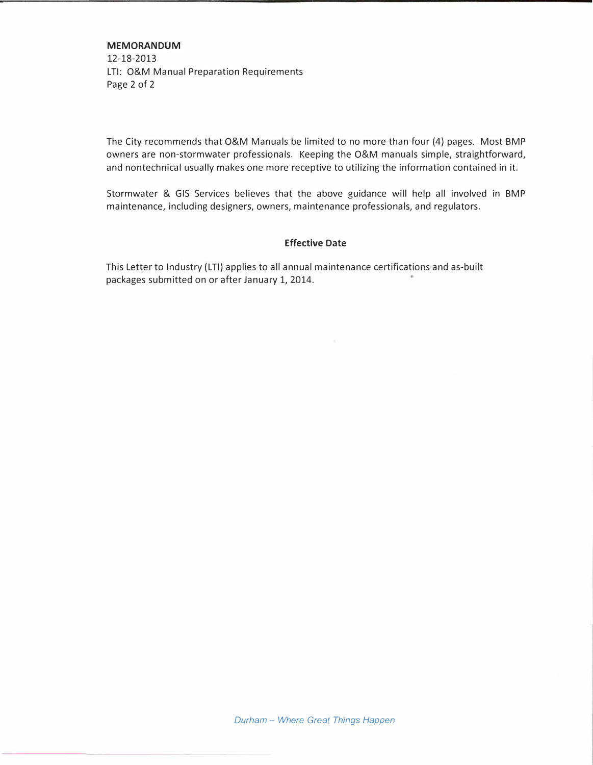The City recommends that O&M Manuals be limited to no more than four (4) pages. Most BMP owners are non-stormwater professionals. Keeping the O&M manuals simple, straightforward, and nontechnical usually makes one more receptive to utilizing the information contained in it.

Stormwater & GIS Services believes that the above guidance will help all involved in BMP maintenance, including designers, owners, maintenance professionals, and regulators.

**Effective Date**

This Letter to Industry (LTI) applies to all annual maintenance certifications and as-built packages submitted on or after January 1, 2014.